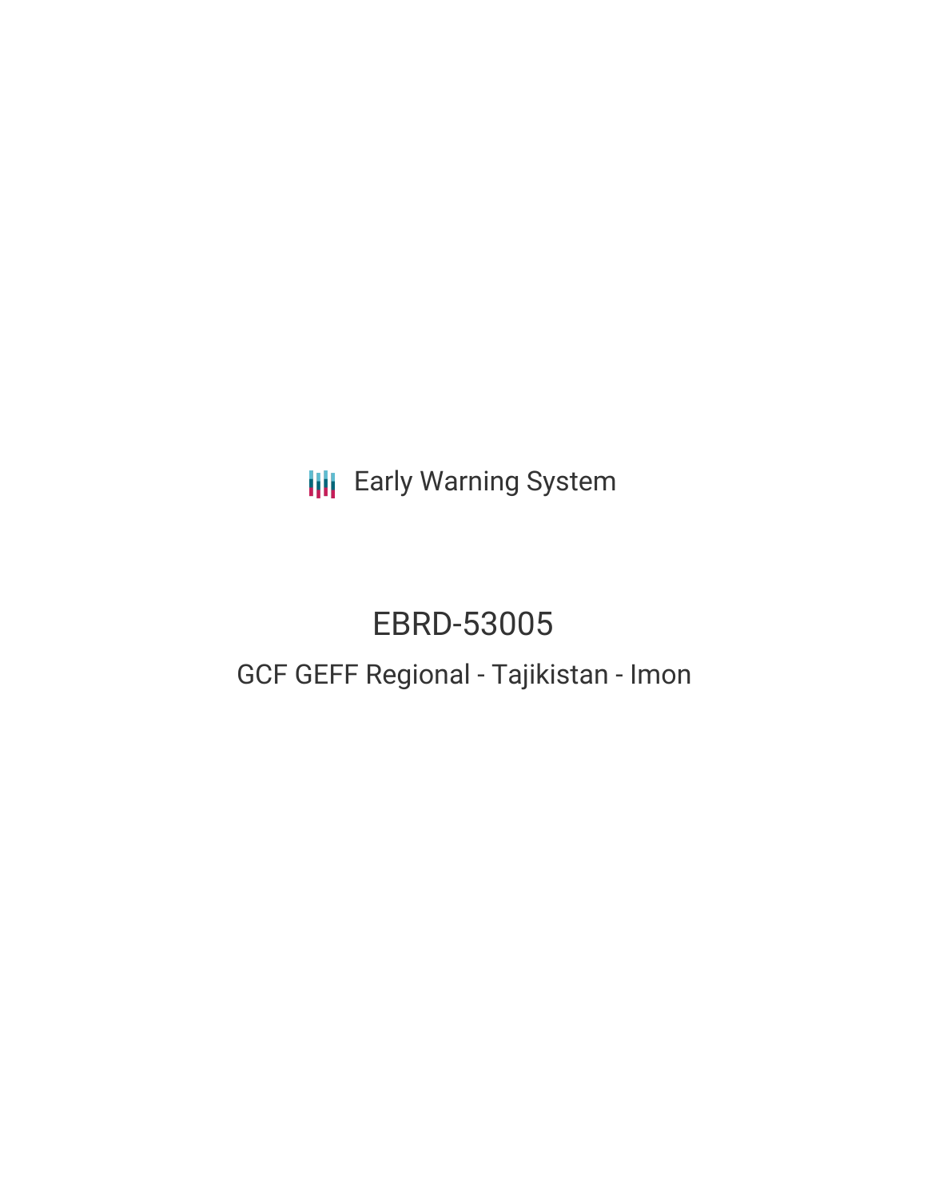Early Warning System

# EBRD-53005

## GCF GEFF Regional - Tajikistan - Imon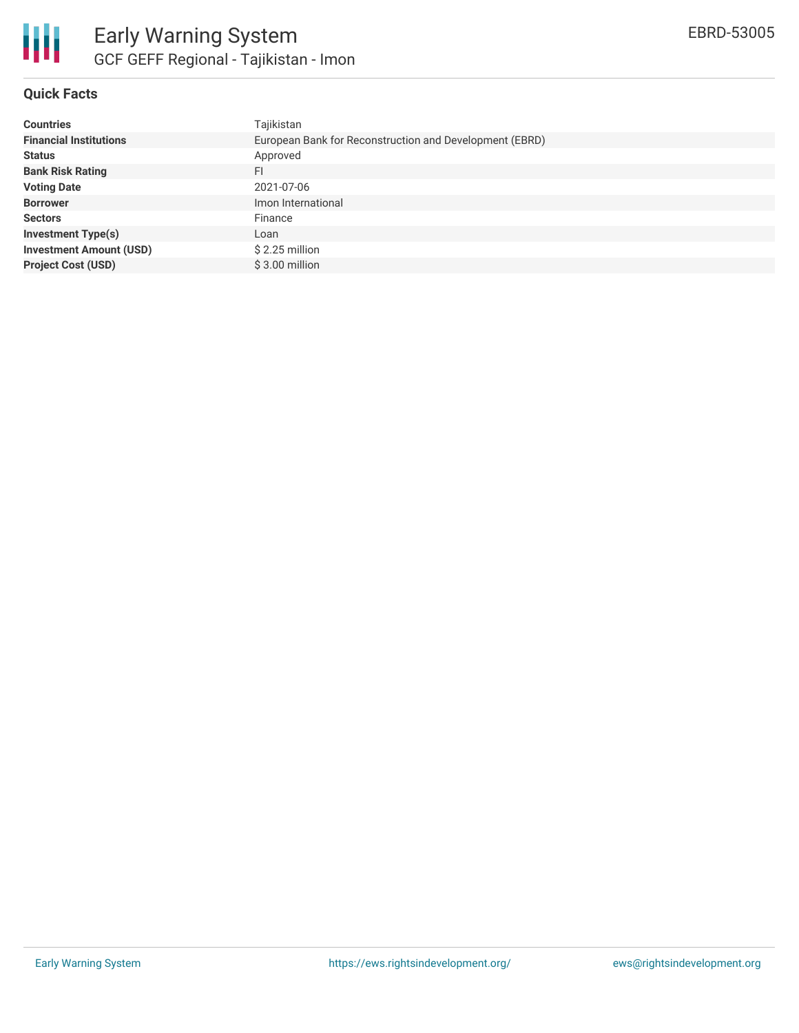# Early Warning System

## GCF GEFF Regional - Tajikistan - Imon

EBRD-53005

### Quick Facts

| | |
|---|---|
| **Countries** | Tajikistan |
| **Financial Institutions** | European Bank for Reconstruction and Development (EBRD) |
| **Status** | Approved |
| **Bank Risk Rating** | FI |
| **Voting Date** | 2021-07-06 |
| **Borrower** | Imon International |
| **Sectors** | Finance |
| **Investment Type(s)** | Loan |
| **Investment Amount (USD)** | $ 2.25 million |
| **Project Cost (USD)** | $ 3.00 million |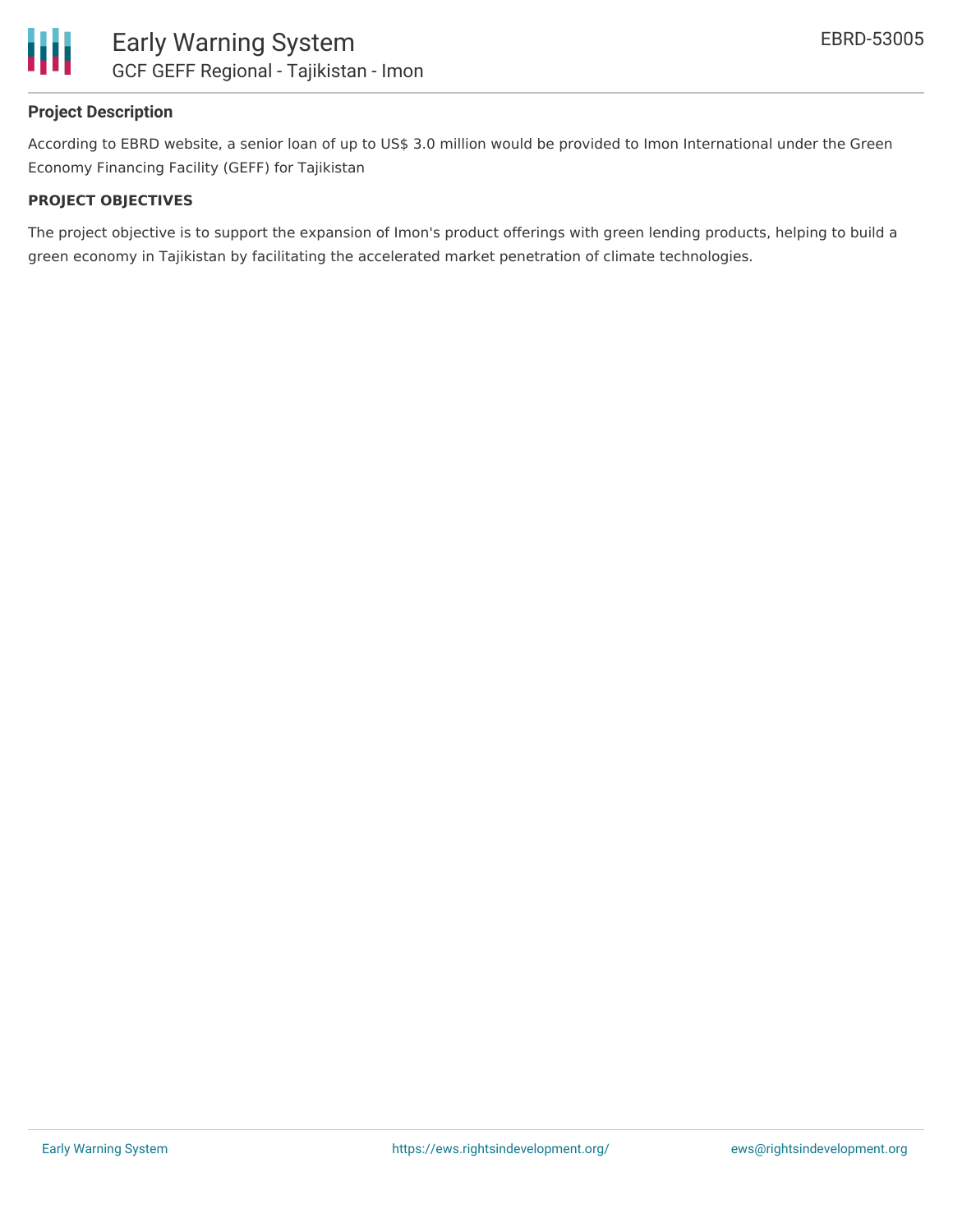## Project Description

According to EBRD website, a senior loan of up to US$ 3.0 million would be provided to Imon International under the Green Economy Financing Facility (GEFF) for Tajikistan

### PROJECT OBJECTIVES

The project objective is to support the expansion of Imon's product offerings with green lending products, helping to build a green economy in Tajikistan by facilitating the accelerated market penetration of climate technologies.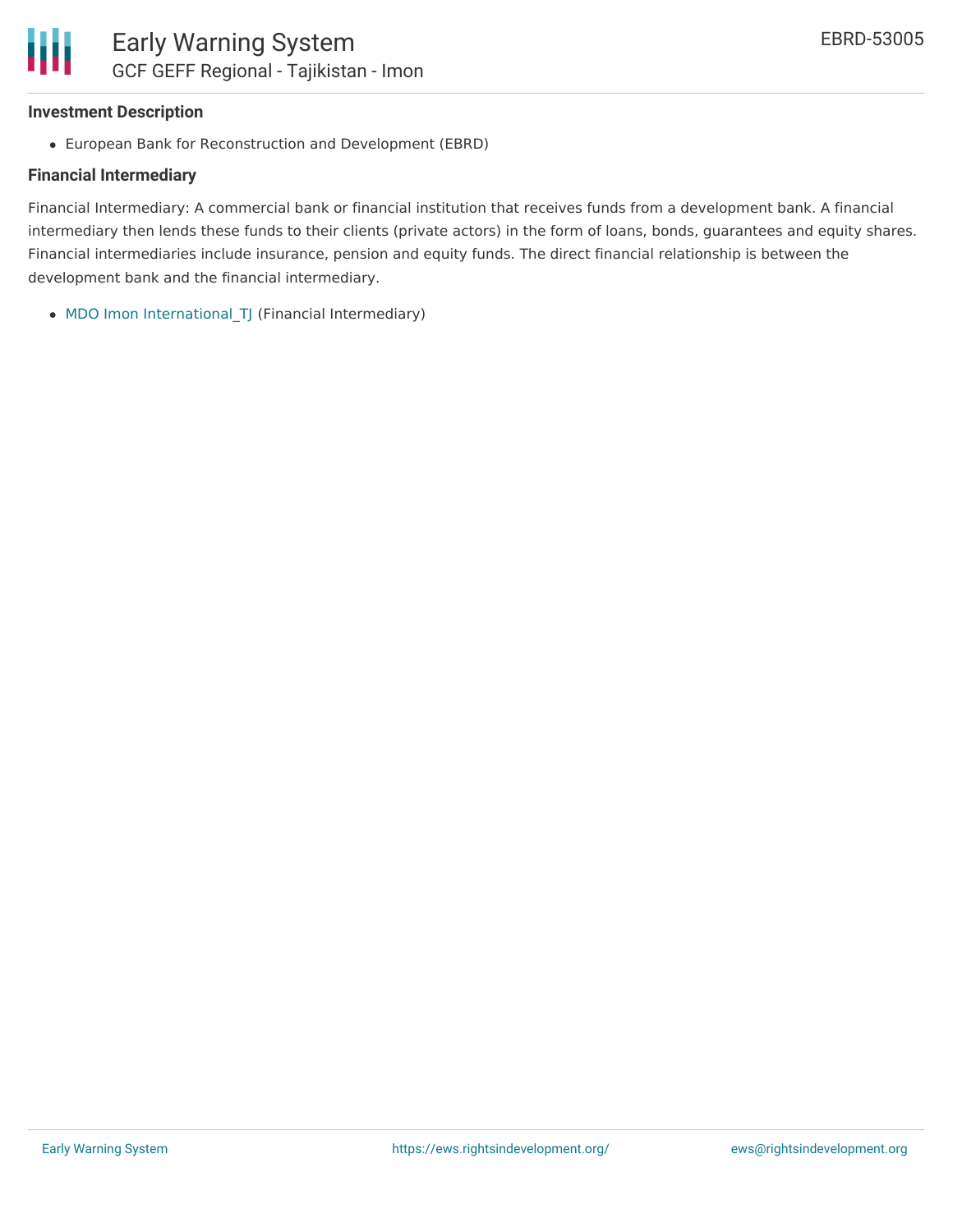### Investment Description

- European Bank for Reconstruction and Development (EBRD)

### Financial Intermediary

Financial Intermediary: A commercial bank or financial institution that receives funds from a development bank. A financial intermediary then lends these funds to their clients (private actors) in the form of loans, bonds, guarantees and equity shares. Financial intermediaries include insurance, pension and equity funds. The direct financial relationship is between the development bank and the financial intermediary.

- MDO Imon International_TJ (Financial Intermediary)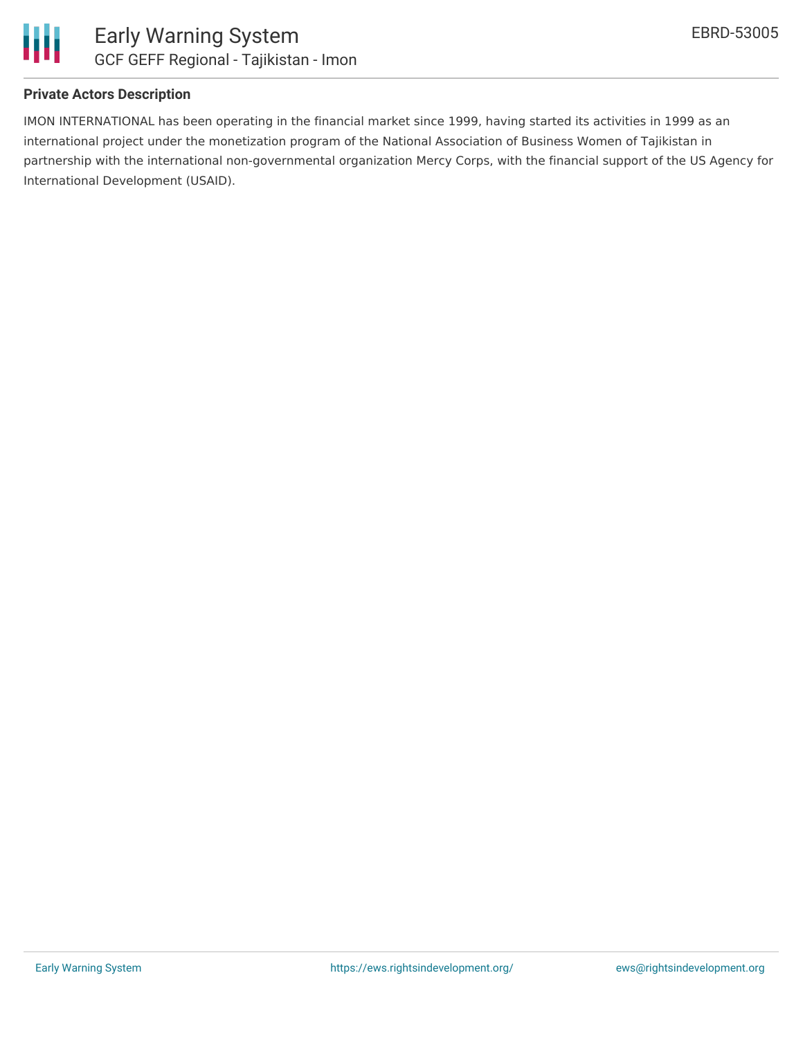**Private Actors Description**

IMON INTERNATIONAL has been operating in the financial market since 1999, having started its activities in 1999 as an international project under the monetization program of the National Association of Business Women of Tajikistan in partnership with the international non-governmental organization Mercy Corps, with the financial support of the US Agency for International Development (USAID).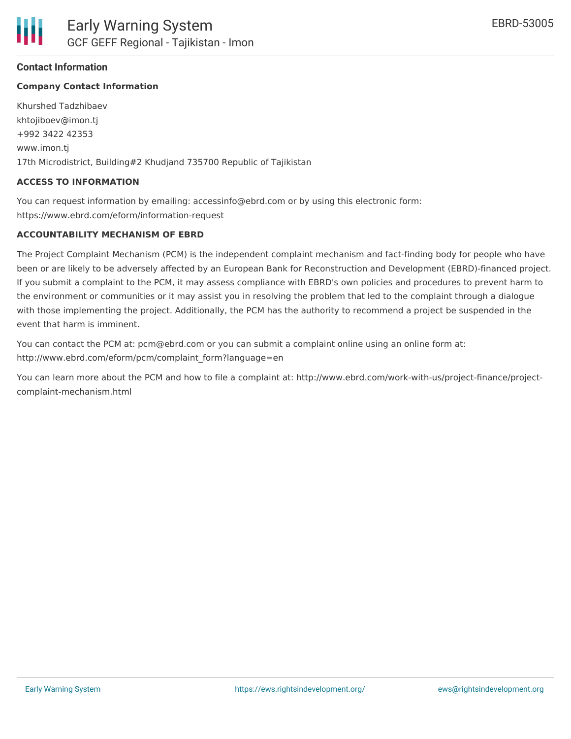## Contact Information

**Company Contact Information**

Khurshed Tadzhibaev
khtojiboev@imon.tj
+992 3422 42353
www.imon.tj
17th Microdistrict, Building#2 Khudjand 735700 Republic of Tajikistan

**ACCESS TO INFORMATION**

You can request information by emailing: accessinfo@ebrd.com or by using this electronic form: https://www.ebrd.com/eform/information-request

**ACCOUNTABILITY MECHANISM OF EBRD**

The Project Complaint Mechanism (PCM) is the independent complaint mechanism and fact-finding body for people who have been or are likely to be adversely affected by an European Bank for Reconstruction and Development (EBRD)-financed project. If you submit a complaint to the PCM, it may assess compliance with EBRD's own policies and procedures to prevent harm to the environment or communities or it may assist you in resolving the problem that led to the complaint through a dialogue with those implementing the project. Additionally, the PCM has the authority to recommend a project be suspended in the event that harm is imminent.

You can contact the PCM at: pcm@ebrd.com or you can submit a complaint online using an online form at: http://www.ebrd.com/eform/pcm/complaint_form?language=en

You can learn more about the PCM and how to file a complaint at: http://www.ebrd.com/work-with-us/project-finance/project-complaint-mechanism.html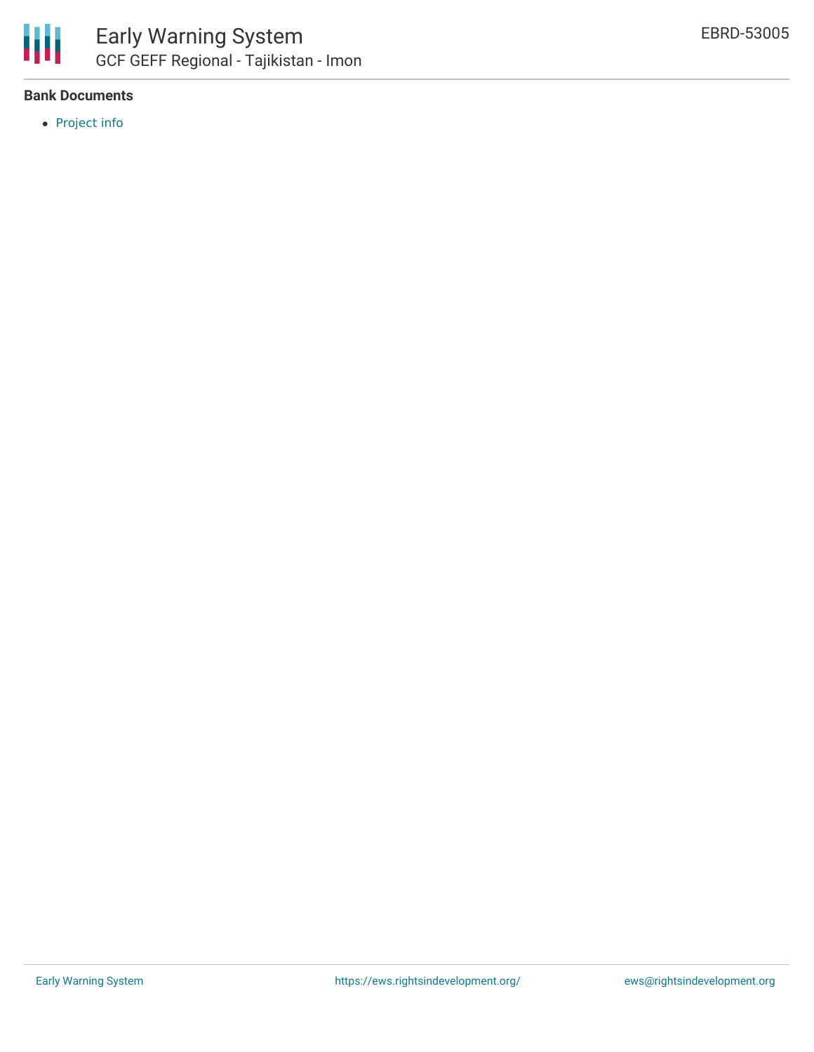**Bank Documents**

- Project info